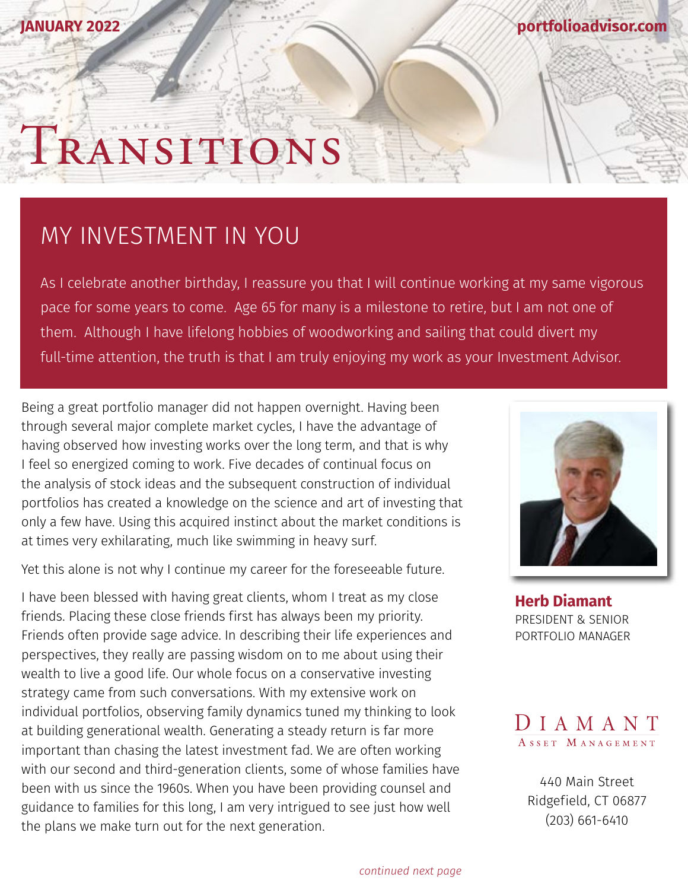JANUARY 2022

portfolioadvisor.com

# Transitions

## MY INVESTMENT IN YOU

As I celebrate another birthday, I reassure you that I will continue working at my same vigorous pace for some years to come. Age 65 for many is a milestone to retire, but I am not one of them. Although I have lifelong hobbies of woodworking and sailing that could divert my full-time attention, the truth is that I am truly enjoying my work as your Investment Advisor.

Being a great portfolio manager did not happen overnight. Having been through several major complete market cycles, I have the advantage of having observed how investing works over the long term, and that is why I feel so energized coming to work. Five decades of continual focus on the analysis of stock ideas and the subsequent construction of individual portfolios has created a knowledge on the science and art of investing that only a few have. Using this acquired instinct about the market conditions is at times very exhilarating, much like swimming in heavy surf.

Yet this alone is not why I continue my career for the foreseeable future.

I have been blessed with having great clients, whom I treat as my close friends. Placing these close friends first has always been my priority. Friends often provide sage advice. In describing their life experiences and perspectives, they really are passing wisdom on to me about using their wealth to live a good life. Our whole focus on a conservative investing strategy came from such conversations. With my extensive work on individual portfolios, observing family dynamics tuned my thinking to look at building generational wealth. Generating a steady return is far more important than chasing the latest investment fad. We are often working with our second and third-generation clients, some of whose families have been with us since the 1960s. When you have been providing counsel and guidance to families for this long, I am very intrigued to see just how well the plans we make turn out for the next generation.

**Herb Diamant**
PRESIDENT & SENIOR PORTFOLIO MANAGER

DIAMANT
ASSET MANAGEMENT

440 Main Street
Ridgefield, CT 06877
(203) 661-6410

*continued next page*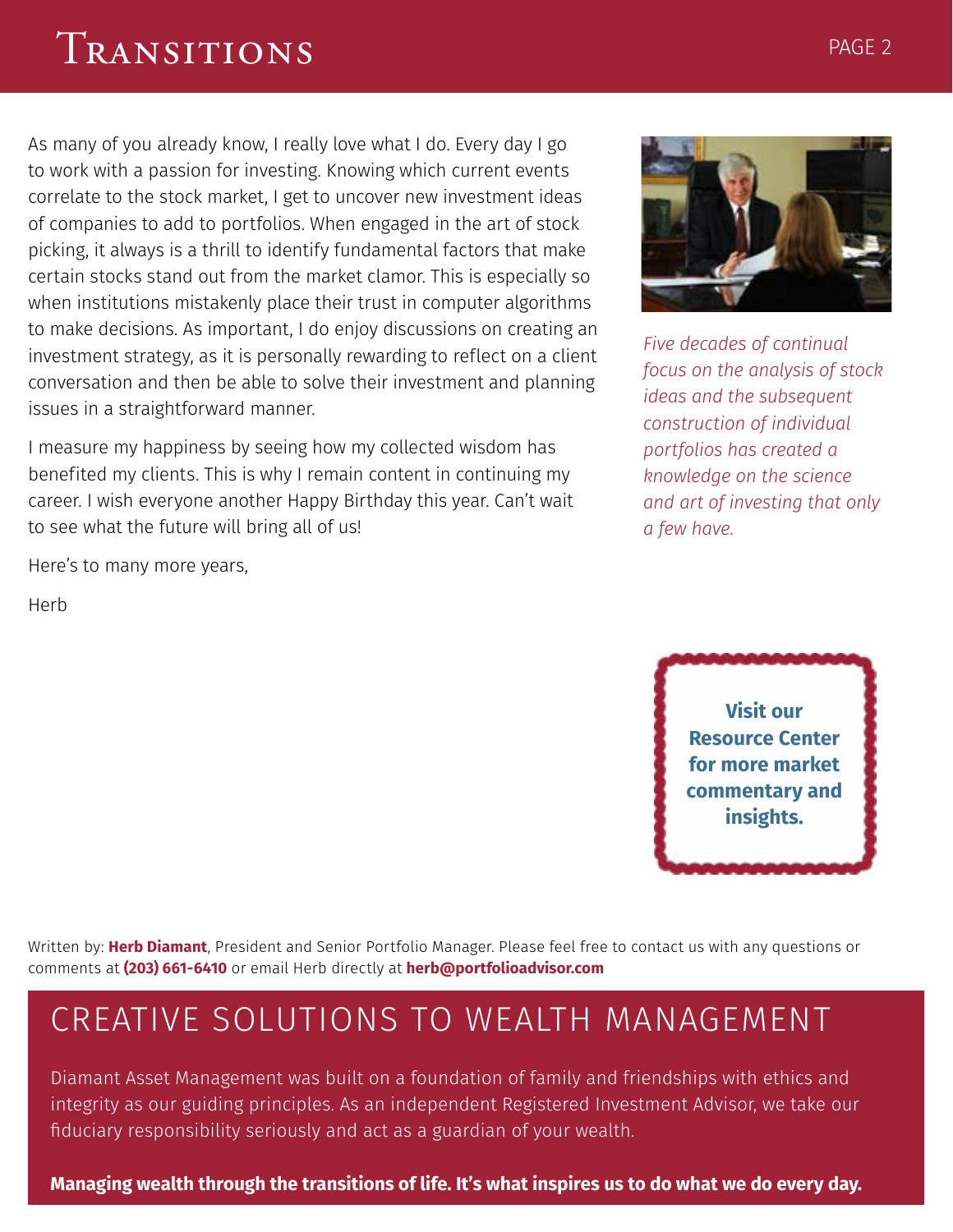As many of you already know, I really love what I do. Every day I go to work with a passion for investing. Knowing which current events correlate to the stock market, I get to uncover new investment ideas of companies to add to portfolios. When engaged in the art of stock picking, it always is a thrill to identify fundamental factors that make certain stocks stand out from the market clamor. This is especially so when institutions mistakenly place their trust in computer algorithms to make decisions. As important, I do enjoy discussions on creating an investment strategy, as it is personally rewarding to reflect on a client conversation and then be able to solve their investment and planning issues in a straightforward manner.

I measure my happiness by seeing how my collected wisdom has benefited my clients. This is why I remain content in continuing my career. I wish everyone another Happy Birthday this year. Can't wait to see what the future will bring all of us!

Here's to many more years,

Herb

*Five decades of continual focus on the analysis of stock ideas and the subsequent construction of individual portfolios has created a knowledge on the science and art of investing that only a few have.*

**Visit our Resource Center for more market commentary and insights.**

Written by: **Herb Diamant**, President and Senior Portfolio Manager. Please feel free to contact us with any questions or comments at **(203) 661-6410** or email Herb directly at **herb@portfolioadvisor.com**

## CREATIVE SOLUTIONS TO WEALTH MANAGEMENT

Diamant Asset Management was built on a foundation of family and friendships with ethics and integrity as our guiding principles. As an independent Registered Investment Advisor, we take our fiduciary responsibility seriously and act as a guardian of your wealth.

**Managing wealth through the transitions of life. It's what inspires us to do what we do every day.**